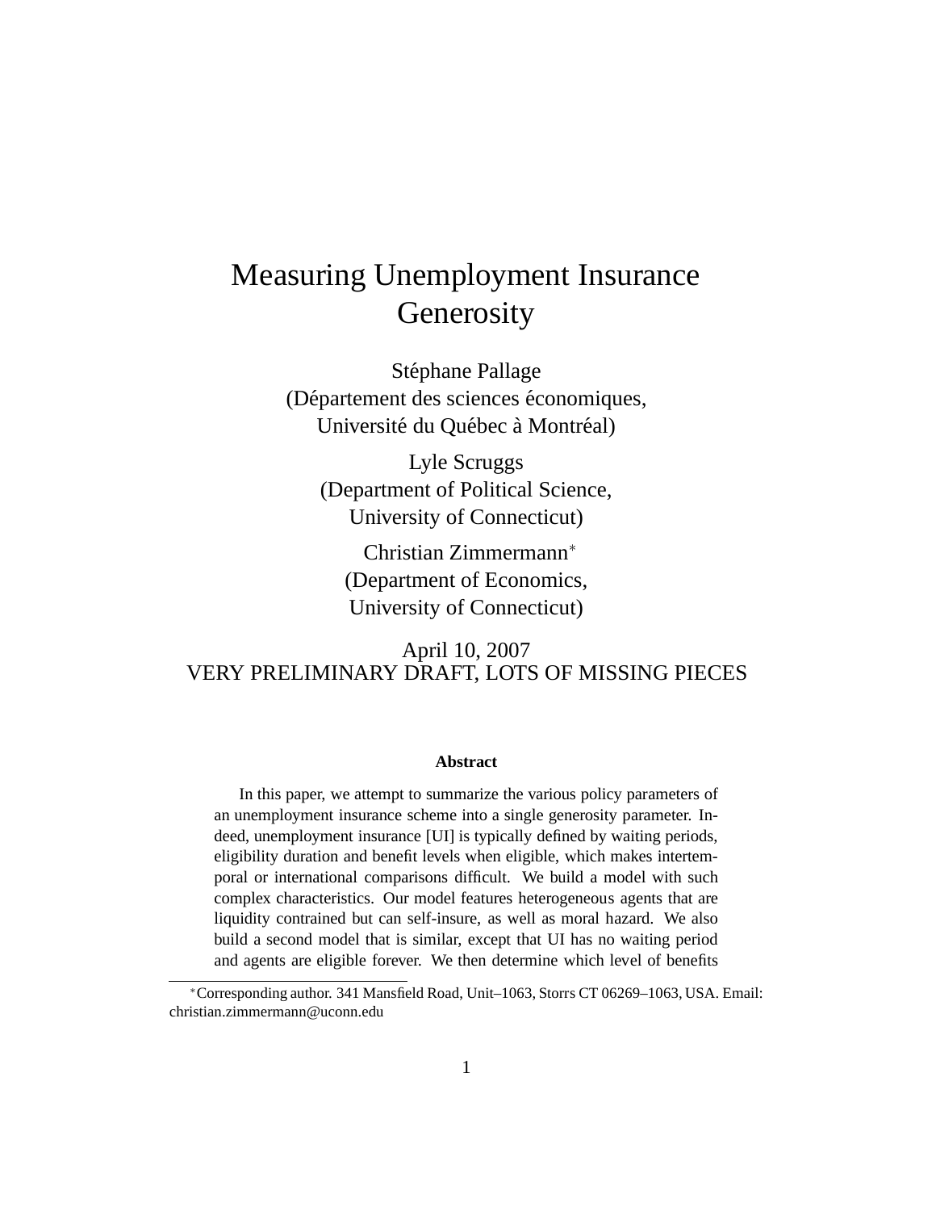# Measuring Unemployment Insurance Generosity

Stéphane Pallage
(Département des sciences économiques,
Université du Québec à Montréal)

Lyle Scruggs
(Department of Political Science,
University of Connecticut)

Christian Zimmermann*
(Department of Economics,
University of Connecticut)

April 10, 2007
VERY PRELIMINARY DRAFT, LOTS OF MISSING PIECES

**Abstract**

In this paper, we attempt to summarize the various policy parameters of an unemployment insurance scheme into a single generosity parameter. Indeed, unemployment insurance [UI] is typically defined by waiting periods, eligibility duration and benefit levels when eligible, which makes intertemporal or international comparisons difficult. We build a model with such complex characteristics. Our model features heterogeneous agents that are liquidity contrained but can self-insure, as well as moral hazard. We also build a second model that is similar, except that UI has no waiting period and agents are eligible forever. We then determine which level of benefits

*Corresponding author. 341 Mansfield Road, Unit–1063, Storrs CT 06269–1063, USA. Email: christian.zimmermann@uconn.edu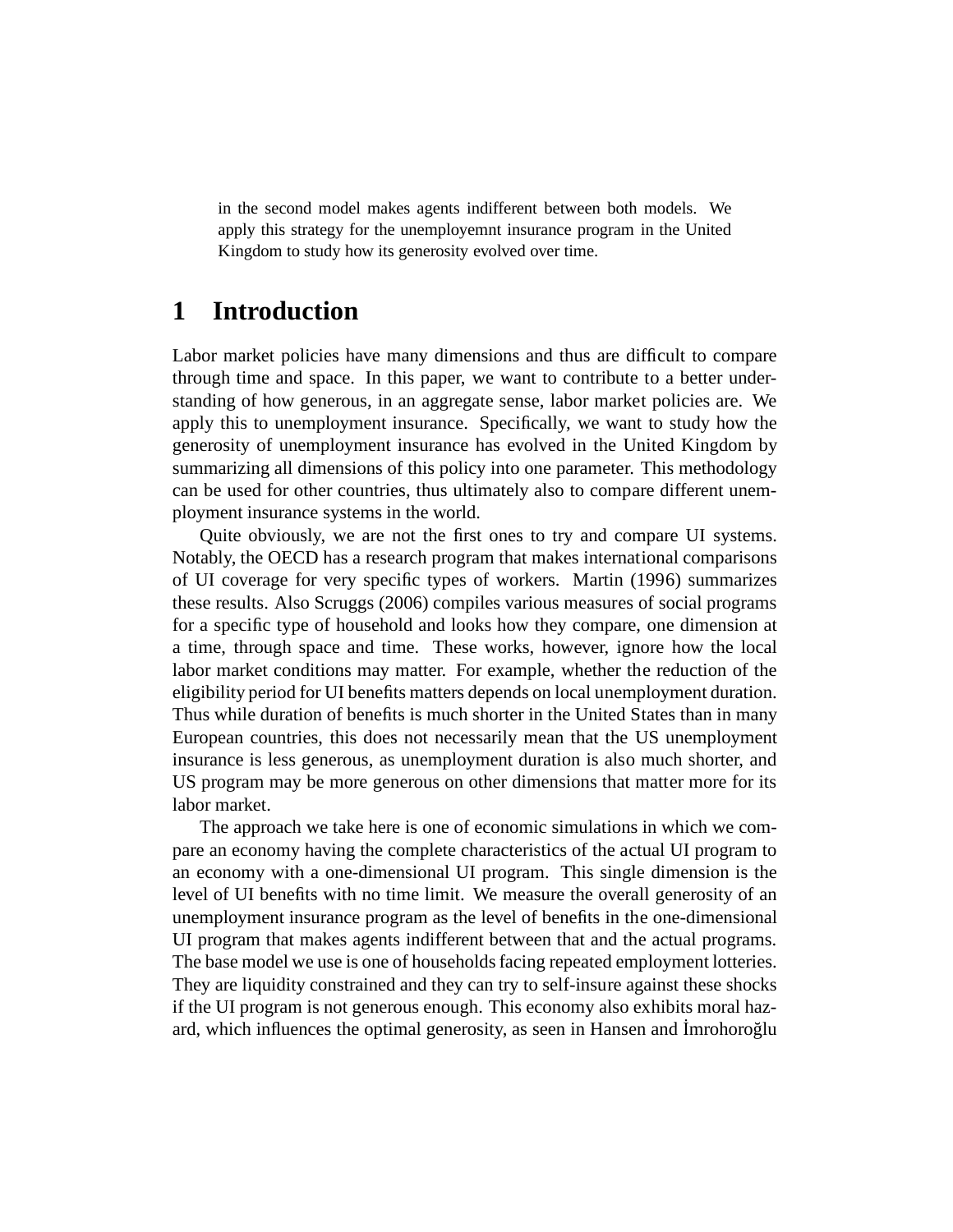in the second model makes agents indifferent between both models. We apply this strategy for the unemployoemnt insurance program in the United Kingdom to study how its generosity evolved over time.

# 1 Introduction

Labor market policies have many dimensions and thus are difficult to compare through time and space. In this paper, we want to contribute to a better understanding of how generous, in an aggregate sense, labor market policies are. We apply this to unemployment insurance. Specifically, we want to study how the generosity of unemployment insurance has evolved in the United Kingdom by summarizing all dimensions of this policy into one parameter. This methodology can be used for other countries, thus ultimately also to compare different unemployment insurance systems in the world.

Quite obviously, we are not the first ones to try and compare UI systems. Notably, the OECD has a research program that makes international comparisons of UI coverage for very specific types of workers. Martin (1996) summarizes these results. Also Scruggs (2006) compiles various measures of social programs for a specific type of household and looks how they compare, one dimension at a time, through space and time. These works, however, ignore how the local labor market conditions may matter. For example, whether the reduction of the eligibility period for UI benefits matters depends on local unemployment duration. Thus while duration of benefits is much shorter in the United States than in many European countries, this does not necessarily mean that the US unemployment insurance is less generous, as unemployment duration is also much shorter, and US program may be more generous on other dimensions that matter more for its labor market.

The approach we take here is one of economic simulations in which we compare an economy having the complete characteristics of the actual UI program to an economy with a one-dimensional UI program. This single dimension is the level of UI benefits with no time limit. We measure the overall generosity of an unemployment insurance program as the level of benefits in the one-dimensional UI program that makes agents indifferent between that and the actual programs. The base model we use is one of households facing repeated employment lotteries. They are liquidity constrained and they can try to self-insure against these shocks if the UI program is not generous enough. This economy also exhibits moral hazard, which influences the optimal generosity, as seen in Hansen and İmrohoroğlu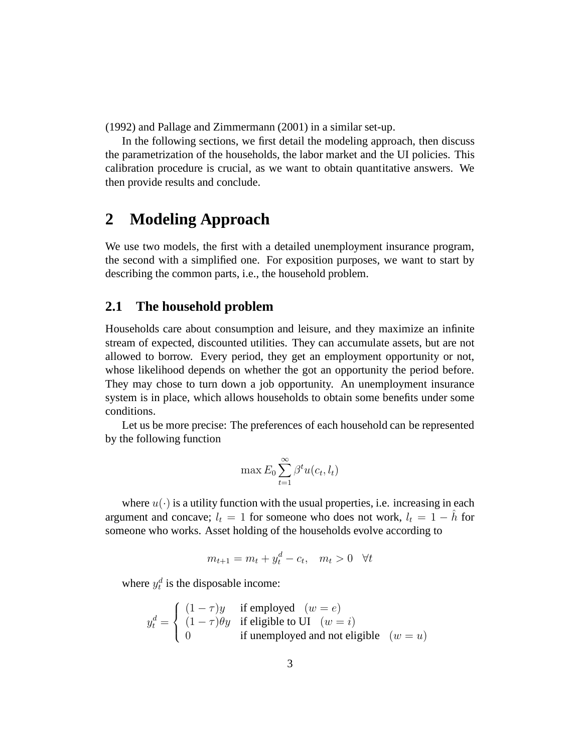(1992) and Pallage and Zimmermann (2001) in a similar set-up.

In the following sections, we first detail the modeling approach, then discuss the parametrization of the households, the labor market and the UI policies. This calibration procedure is crucial, as we want to obtain quantitative answers. We then provide results and conclude.

# 2 Modeling Approach

We use two models, the first with a detailed unemployment insurance program, the second with a simplified one. For exposition purposes, we want to start by describing the common parts, i.e., the household problem.

## 2.1 The household problem

Households care about consumption and leisure, and they maximize an infinite stream of expected, discounted utilities. They can accumulate assets, but are not allowed to borrow. Every period, they get an employment opportunity or not, whose likelihood depends on whether the got an opportunity the period before. They may chose to turn down a job opportunity. An unemployment insurance system is in place, which allows households to obtain some benefits under some conditions.

Let us be more precise: The preferences of each household can be represented by the following function

$$\max E_0 \sum_{t=1}^{\infty} \beta^t u(c_t, l_t)$$

where $u(\cdot)$ is a utility function with the usual properties, i.e. increasing in each argument and concave; $l_t = 1$ for someone who does not work, $l_t = 1 - \hat{h}$ for someone who works. Asset holding of the households evolve according to

$$m_{t+1} = m_t + y_t^d - c_t, \quad m_t > 0 \quad \forall t$$

where $y_t^d$ is the disposable income:

$$y_t^d = \begin{cases} (1-\tau)y & \text{if employed} \quad (w = e) \\ (1-\tau)\theta y & \text{if eligible to UI} \quad (w = i) \\ 0 & \text{if unemployed and not eligible} \quad (w = u) \end{cases}$$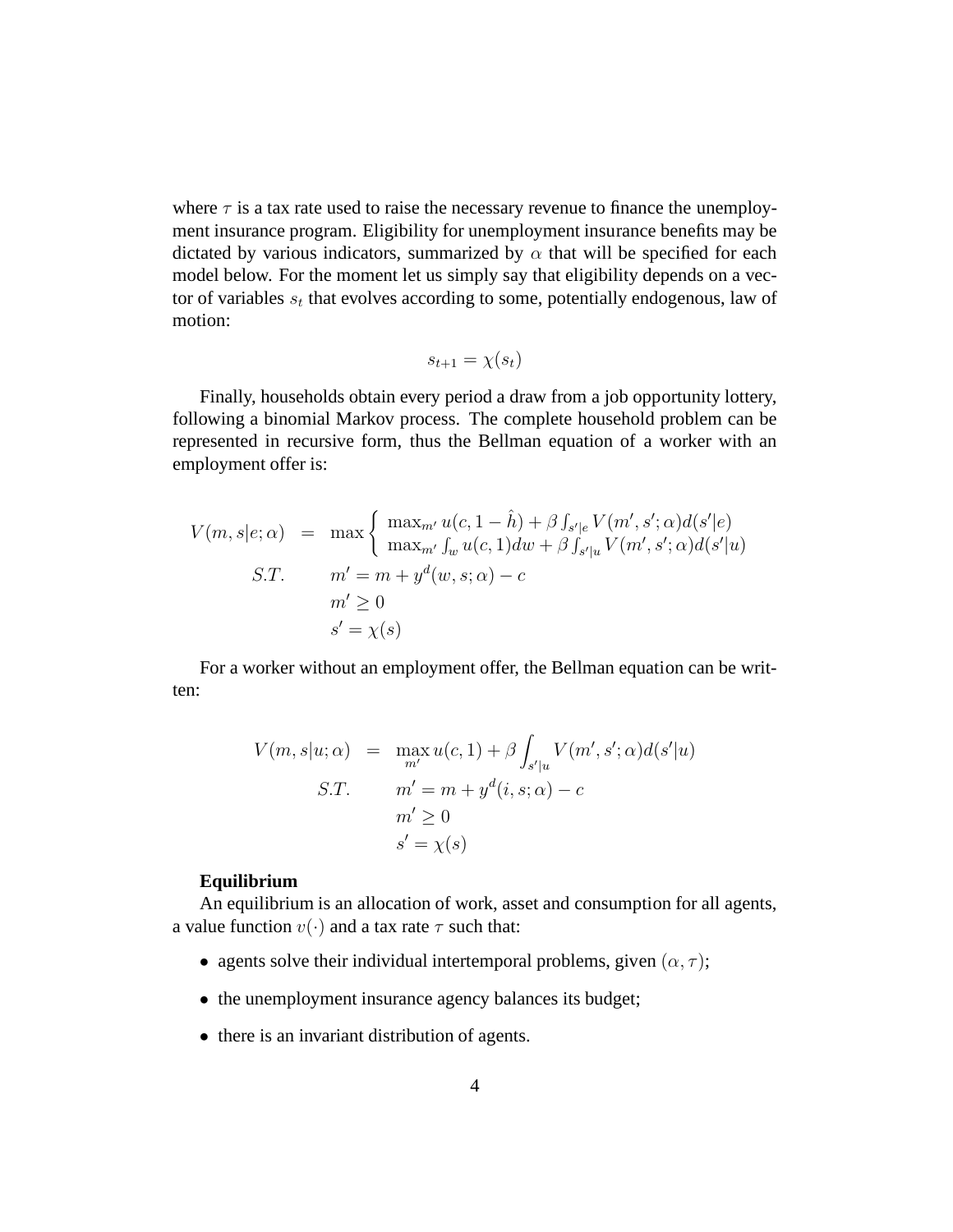where $\tau$ is a tax rate used to raise the necessary revenue to finance the unemployment insurance program. Eligibility for unemployment insurance benefits may be dictated by various indicators, summarized by $\alpha$ that will be specified for each model below. For the moment let us simply say that eligibility depends on a vector of variables $s_t$ that evolves according to some, potentially endogenous, law of motion:

$$s_{t+1} = \chi(s_t)$$

Finally, households obtain every period a draw from a job opportunity lottery, following a binomial Markov process. The complete household problem can be represented in recursive form, thus the Bellman equation of a worker with an employment offer is:

$$\begin{aligned}
V(m, s|e; \alpha) &= \max \begin{cases} \max_{m'} u(c, 1 - \hat{h}) + \beta \int_{s'|e} V(m', s'; \alpha) d(s'|e) \\ \max_{m'} \int_w u(c, 1) dw + \beta \int_{s'|u} V(m', s'; \alpha) d(s'|u) \end{cases} \\
S.T. \qquad & m' = m + y^d(w, s; \alpha) - c \\
& m' \geq 0 \\
& s' = \chi(s)
\end{aligned}$$

For a worker without an employment offer, the Bellman equation can be written:

$$\begin{aligned}
V(m, s|u; \alpha) &= \max_{m'} u(c, 1) + \beta \int_{s'|u} V(m', s'; \alpha) d(s'|u) \\
S.T. \qquad & m' = m + y^d(i, s; \alpha) - c \\
& m' \geq 0 \\
& s' = \chi(s)
\end{aligned}$$

**Equilibrium**

An equilibrium is an allocation of work, asset and consumption for all agents, a value function $v(\cdot)$ and a tax rate $\tau$ such that:

- agents solve their individual intertemporal problems, given $(\alpha, \tau)$;
- the unemployment insurance agency balances its budget;
- there is an invariant distribution of agents.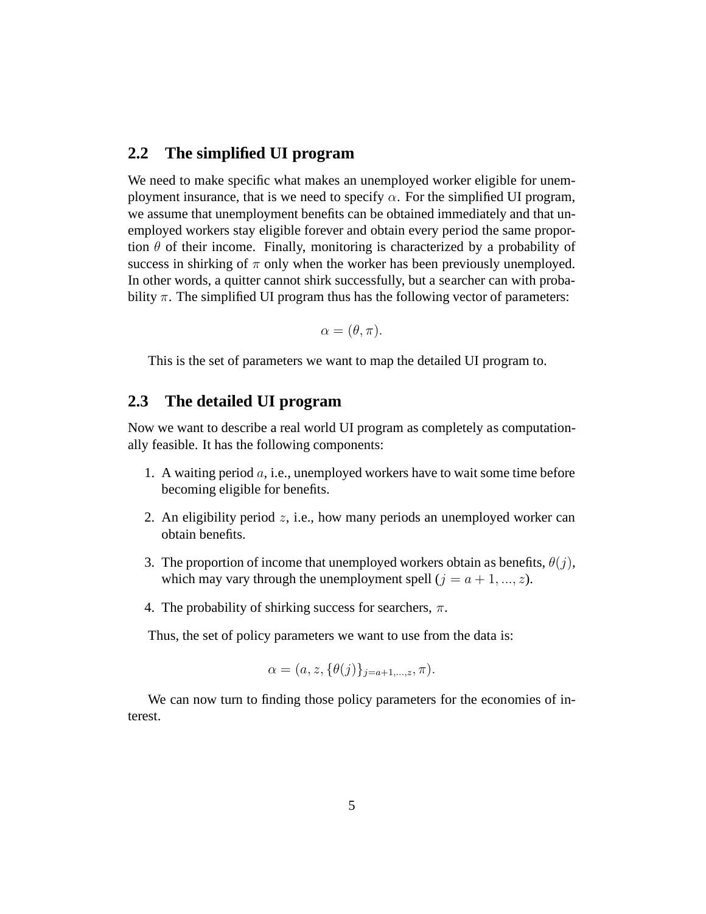## 2.2 The simplified UI program

We need to make specific what makes an unemployed worker eligible for unemployment insurance, that is we need to specify $\alpha$. For the simplified UI program, we assume that unemployment benefits can be obtained immediately and that unemployed workers stay eligible forever and obtain every period the same proportion $\theta$ of their income. Finally, monitoring is characterized by a probability of success in shirking of $\pi$ only when the worker has been previously unemployed. In other words, a quitter cannot shirk successfully, but a searcher can with probability $\pi$. The simplified UI program thus has the following vector of parameters:

$$\alpha = (\theta, \pi).$$

This is the set of parameters we want to map the detailed UI program to.

## 2.3 The detailed UI program

Now we want to describe a real world UI program as completely as computationally feasible. It has the following components:

1. A waiting period $a$, i.e., unemployed workers have to wait some time before becoming eligible for benefits.
2. An eligibility period $z$, i.e., how many periods an unemployed worker can obtain benefits.
3. The proportion of income that unemployed workers obtain as benefits, $\theta(j)$, which may vary through the unemployment spell ($j = a + 1, ..., z$).
4. The probability of shirking success for searchers, $\pi$.

Thus, the set of policy parameters we want to use from the data is:

$$\alpha = (a, z, \{\theta(j)\}_{j=a+1,\ldots,z}, \pi).$$

We can now turn to finding those policy parameters for the economies of interest.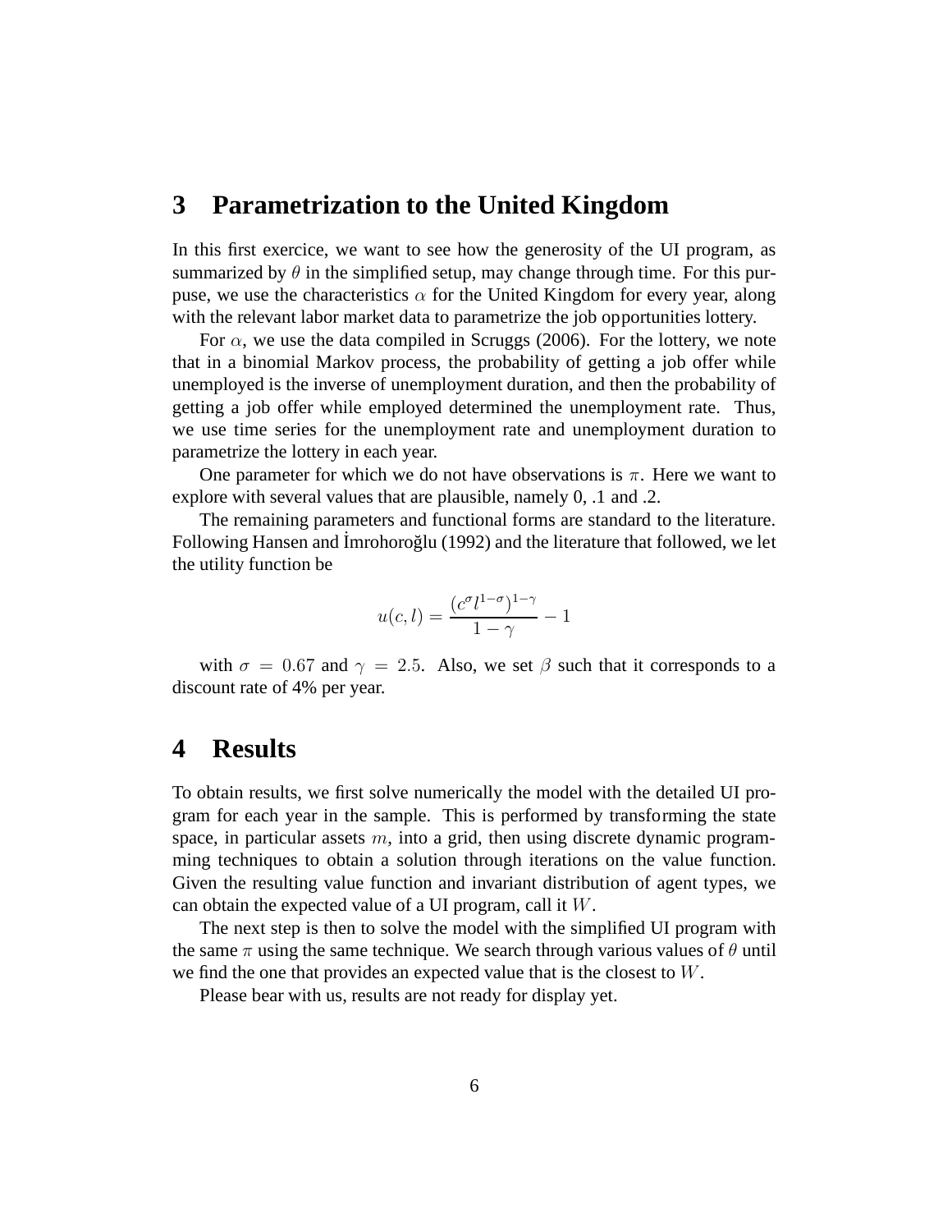## 3 Parametrization to the United Kingdom

In this first exercice, we want to see how the generosity of the UI program, as summarized by $\theta$ in the simplified setup, may change through time. For this purpuse, we use the characteristics $\alpha$ for the United Kingdom for every year, along with the relevant labor market data to parametrize the job opportunities lottery.

For $\alpha$, we use the data compiled in Scruggs (2006). For the lottery, we note that in a binomial Markov process, the probability of getting a job offer while unemployed is the inverse of unemployment duration, and then the probability of getting a job offer while employed determined the unemployment rate. Thus, we use time series for the unemployment rate and unemployment duration to parametrize the lottery in each year.

One parameter for which we do not have observations is $\pi$. Here we want to explore with several values that are plausible, namely 0, .1 and .2.

The remaining parameters and functional forms are standard to the literature. Following Hansen and İmrohoroğlu (1992) and the literature that followed, we let the utility function be

$$u(c,l) = \frac{(c^{\sigma} l^{1-\sigma})^{1-\gamma}}{1-\gamma} - 1$$

with $\sigma = 0.67$ and $\gamma = 2.5$. Also, we set $\beta$ such that it corresponds to a discount rate of 4% per year.

## 4 Results

To obtain results, we first solve numerically the model with the detailed UI program for each year in the sample. This is performed by transforming the state space, in particular assets $m$, into a grid, then using discrete dynamic programming techniques to obtain a solution through iterations on the value function. Given the resulting value function and invariant distribution of agent types, we can obtain the expected value of a UI program, call it $W$.

The next step is then to solve the model with the simplified UI program with the same $\pi$ using the same technique. We search through various values of $\theta$ until we find the one that provides an expected value that is the closest to $W$.

Please bear with us, results are not ready for display yet.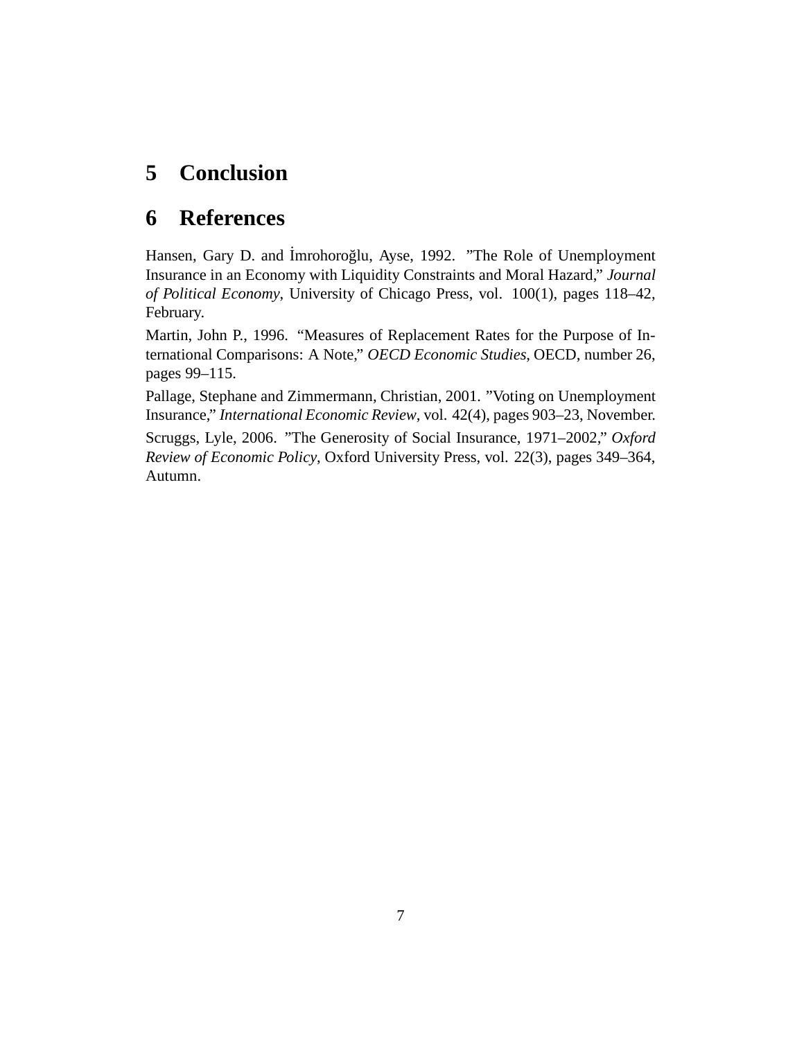# 5 Conclusion

# 6 References

Hansen, Gary D. and İmrohoroğlu, Ayse, 1992. ”The Role of Unemployment Insurance in an Economy with Liquidity Constraints and Moral Hazard,” *Journal of Political Economy*, University of Chicago Press, vol. 100(1), pages 118–42, February.

Martin, John P., 1996. “Measures of Replacement Rates for the Purpose of International Comparisons: A Note,” *OECD Economic Studies*, OECD, number 26, pages 99–115.

Pallage, Stephane and Zimmermann, Christian, 2001. ”Voting on Unemployment Insurance,” *International Economic Review*, vol. 42(4), pages 903–23, November.

Scruggs, Lyle, 2006. ”The Generosity of Social Insurance, 1971–2002,” *Oxford Review of Economic Policy*, Oxford University Press, vol. 22(3), pages 349–364, Autumn.